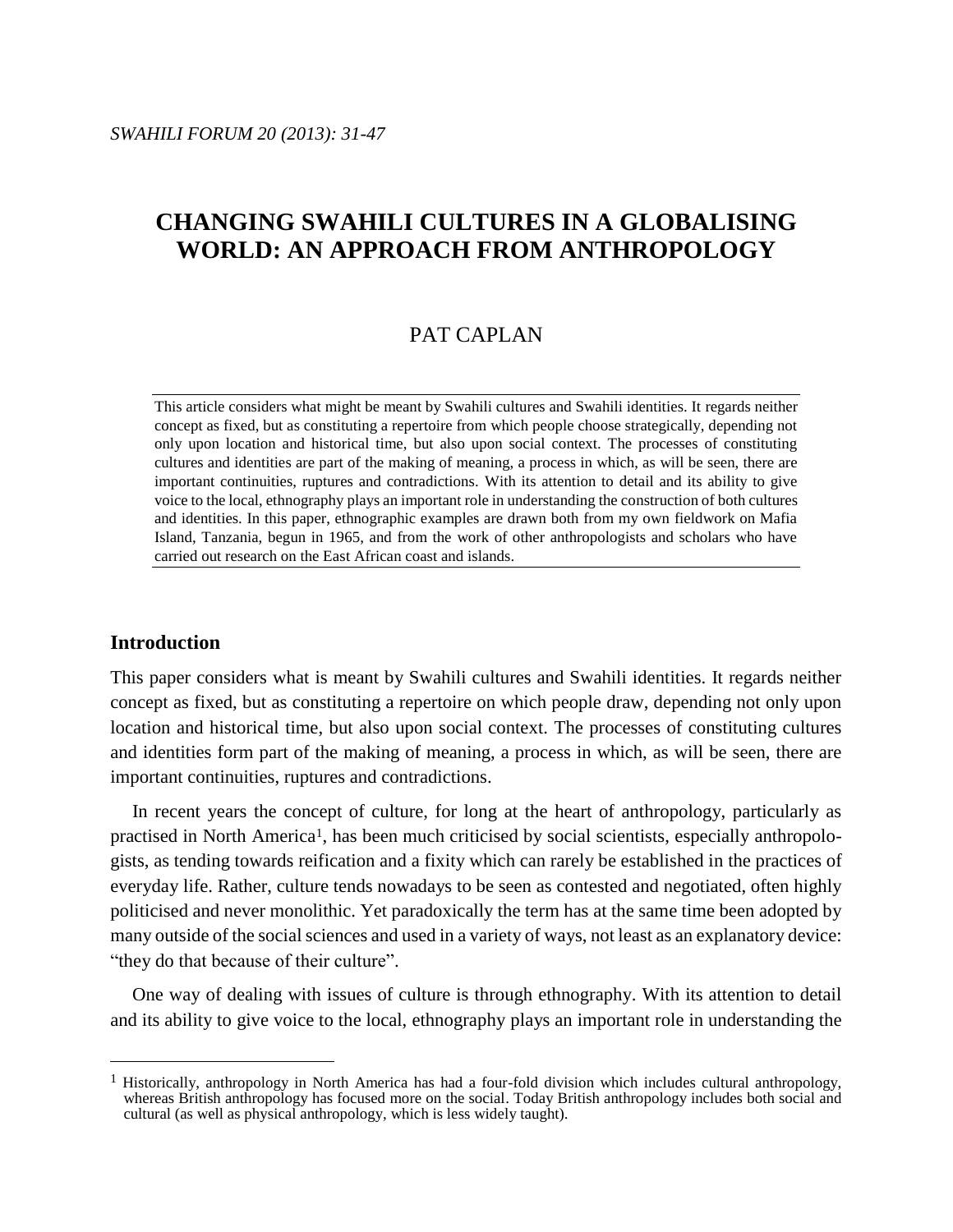# CHANGING SWAHILI CULTURES IN A GLOBALISING WORLD: AN APPROACH FROM ANTHROPOLOGY

PAT CAPLAN

This article considers what might be meant by Swahili cultures and Swahili identities. It regards neither concept as fixed, but as constituting a repertoire from which people choose strategically, depending not only upon location and historical time, but also upon social context. The processes of constituting cultures and identities are part of the making of meaning, a process in which, as will be seen, there are important continuities, ruptures and contradictions. With its attention to detail and its ability to give voice to the local, ethnography plays an important role in understanding the construction of both cultures and identities. In this paper, ethnographic examples are drawn both from my own fieldwork on Mafia Island, Tanzania, begun in 1965, and from the work of other anthropologists and scholars who have carried out research on the East African coast and islands.

## Introduction

This paper considers what is meant by Swahili cultures and Swahili identities. It regards neither concept as fixed, but as constituting a repertoire on which people draw, depending not only upon location and historical time, but also upon social context. The processes of constituting cultures and identities form part of the making of meaning, a process in which, as will be seen, there are important continuities, ruptures and contradictions.

In recent years the concept of culture, for long at the heart of anthropology, particularly as practised in North America[1], has been much criticised by social scientists, especially anthropologists, as tending towards reification and a fixity which can rarely be established in the practices of everyday life. Rather, culture tends nowadays to be seen as contested and negotiated, often highly politicised and never monolithic. Yet paradoxically the term has at the same time been adopted by many outside of the social sciences and used in a variety of ways, not least as an explanatory device: "they do that because of their culture".

One way of dealing with issues of culture is through ethnography. With its attention to detail and its ability to give voice to the local, ethnography plays an important role in understanding the

[1] Historically, anthropology in North America has had a four-fold division which includes cultural anthropology, whereas British anthropology has focused more on the social. Today British anthropology includes both social and cultural (as well as physical anthropology, which is less widely taught).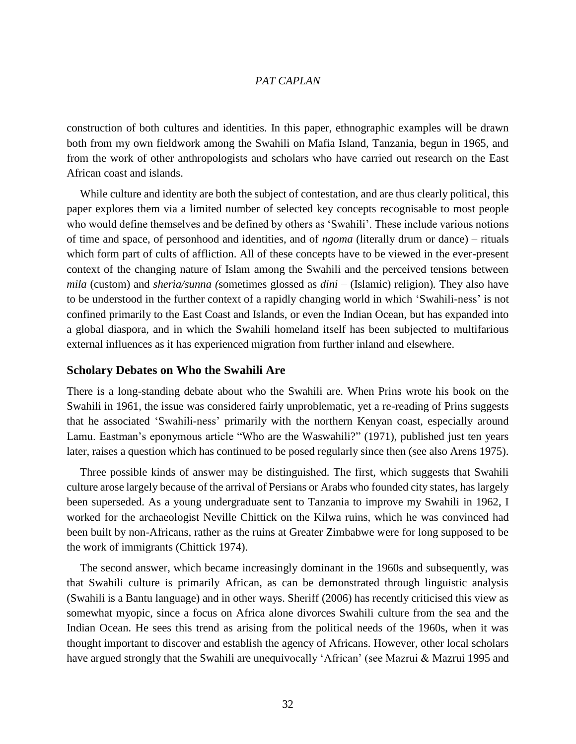construction of both cultures and identities. In this paper, ethnographic examples will be drawn both from my own fieldwork among the Swahili on Mafia Island, Tanzania, begun in 1965, and from the work of other anthropologists and scholars who have carried out research on the East African coast and islands.

While culture and identity are both the subject of contestation, and are thus clearly political, this paper explores them via a limited number of selected key concepts recognisable to most people who would define themselves and be defined by others as 'Swahili'. These include various notions of time and space, of personhood and identities, and of *ngoma* (literally drum or dance) – rituals which form part of cults of affliction. All of these concepts have to be viewed in the ever-present context of the changing nature of Islam among the Swahili and the perceived tensions between *mila* (custom) and *sheria/sunna (*sometimes glossed as *dini* – (Islamic) religion)*.* They also have to be understood in the further context of a rapidly changing world in which 'Swahili-ness' is not confined primarily to the East Coast and Islands, or even the Indian Ocean, but has expanded into a global diaspora, and in which the Swahili homeland itself has been subjected to multifarious external influences as it has experienced migration from further inland and elsewhere.

## Scholary Debates on Who the Swahili Are

There is a long-standing debate about who the Swahili are. When Prins wrote his book on the Swahili in 1961, the issue was considered fairly unproblematic, yet a re-reading of Prins suggests that he associated 'Swahili-ness' primarily with the northern Kenyan coast, especially around Lamu. Eastman's eponymous article "Who are the Waswahili?" (1971), published just ten years later, raises a question which has continued to be posed regularly since then (see also Arens 1975).

Three possible kinds of answer may be distinguished. The first, which suggests that Swahili culture arose largely because of the arrival of Persians or Arabs who founded city states, has largely been superseded. As a young undergraduate sent to Tanzania to improve my Swahili in 1962, I worked for the archaeologist Neville Chittick on the Kilwa ruins, which he was convinced had been built by non-Africans, rather as the ruins at Greater Zimbabwe were for long supposed to be the work of immigrants (Chittick 1974).

The second answer, which became increasingly dominant in the 1960s and subsequently, was that Swahili culture is primarily African, as can be demonstrated through linguistic analysis (Swahili is a Bantu language) and in other ways. Sheriff (2006) has recently criticised this view as somewhat myopic, since a focus on Africa alone divorces Swahili culture from the sea and the Indian Ocean. He sees this trend as arising from the political needs of the 1960s, when it was thought important to discover and establish the agency of Africans. However, other local scholars have argued strongly that the Swahili are unequivocally 'African' (see Mazrui & Mazrui 1995 and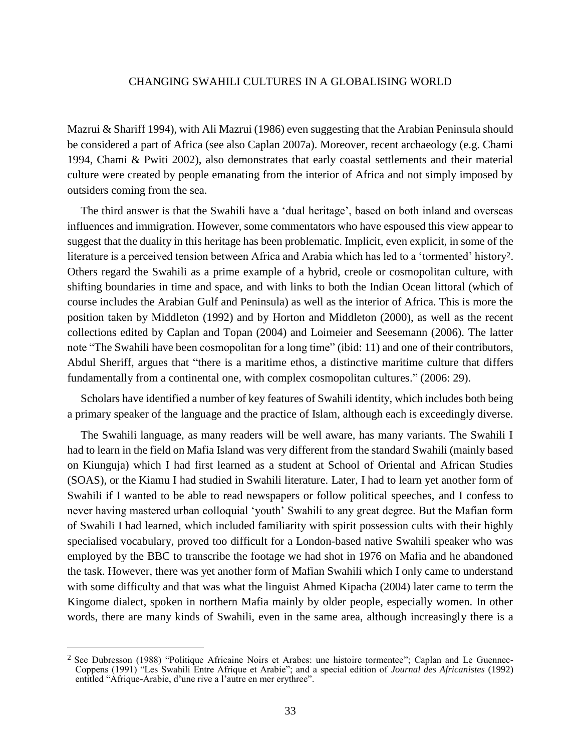Mazrui & Shariff 1994), with Ali Mazrui (1986) even suggesting that the Arabian Peninsula should be considered a part of Africa (see also Caplan 2007a). Moreover, recent archaeology (e.g. Chami 1994, Chami & Pwiti 2002), also demonstrates that early coastal settlements and their material culture were created by people emanating from the interior of Africa and not simply imposed by outsiders coming from the sea.

The third answer is that the Swahili have a 'dual heritage', based on both inland and overseas influences and immigration. However, some commentators who have espoused this view appear to suggest that the duality in this heritage has been problematic. Implicit, even explicit, in some of the literature is a perceived tension between Africa and Arabia which has led to a 'tormented' history[2]. Others regard the Swahili as a prime example of a hybrid, creole or cosmopolitan culture, with shifting boundaries in time and space, and with links to both the Indian Ocean littoral (which of course includes the Arabian Gulf and Peninsula) as well as the interior of Africa. This is more the position taken by Middleton (1992) and by Horton and Middleton (2000), as well as the recent collections edited by Caplan and Topan (2004) and Loimeier and Seesemann (2006). The latter note "The Swahili have been cosmopolitan for a long time" (ibid: 11) and one of their contributors, Abdul Sheriff, argues that "there is a maritime ethos, a distinctive maritime culture that differs fundamentally from a continental one, with complex cosmopolitan cultures." (2006: 29).

Scholars have identified a number of key features of Swahili identity, which includes both being a primary speaker of the language and the practice of Islam, although each is exceedingly diverse.

The Swahili language, as many readers will be well aware, has many variants. The Swahili I had to learn in the field on Mafia Island was very different from the standard Swahili (mainly based on Kiunguja) which I had first learned as a student at School of Oriental and African Studies (SOAS), or the Kiamu I had studied in Swahili literature. Later, I had to learn yet another form of Swahili if I wanted to be able to read newspapers or follow political speeches, and I confess to never having mastered urban colloquial 'youth' Swahili to any great degree. But the Mafian form of Swahili I had learned, which included familiarity with spirit possession cults with their highly specialised vocabulary, proved too difficult for a London-based native Swahili speaker who was employed by the BBC to transcribe the footage we had shot in 1976 on Mafia and he abandoned the task. However, there was yet another form of Mafian Swahili which I only came to understand with some difficulty and that was what the linguist Ahmed Kipacha (2004) later came to term the Kingome dialect, spoken in northern Mafia mainly by older people, especially women. In other words, there are many kinds of Swahili, even in the same area, although increasingly there is a

---

[2] See Dubresson (1988) "Politique Africaine Noirs et Arabes: une histoire tormentee"; Caplan and Le Guennec-Coppens (1991) "Les Swahili Entre Afrique et Arabie"; and a special edition of *Journal des Africanistes* (1992) entitled "Afrique-Arabie, d'une rive a l'autre en mer erythree".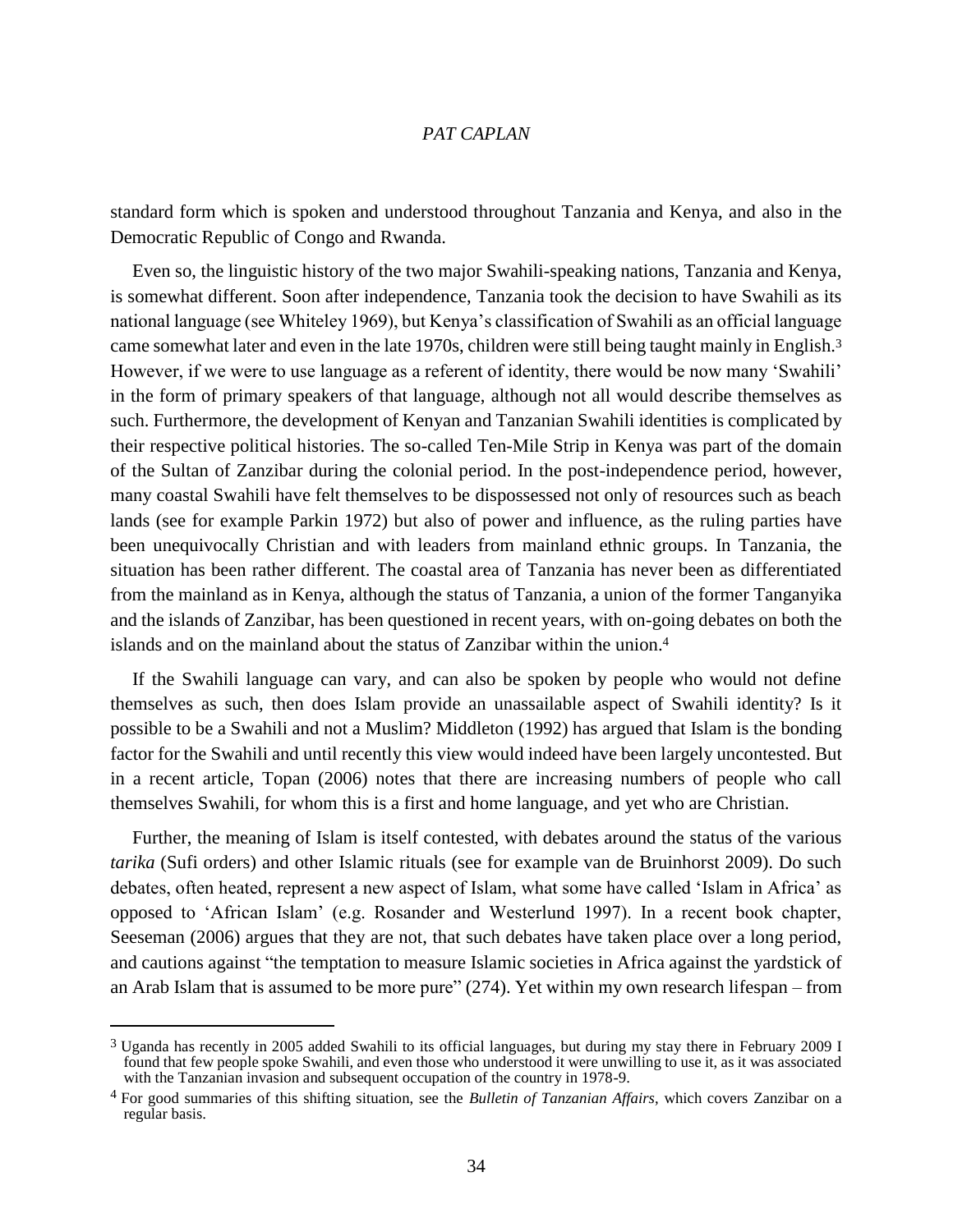standard form which is spoken and understood throughout Tanzania and Kenya, and also in the Democratic Republic of Congo and Rwanda.

Even so, the linguistic history of the two major Swahili-speaking nations, Tanzania and Kenya, is somewhat different. Soon after independence, Tanzania took the decision to have Swahili as its national language (see Whiteley 1969), but Kenya's classification of Swahili as an official language came somewhat later and even in the late 1970s, children were still being taught mainly in English.[3] However, if we were to use language as a referent of identity, there would be now many 'Swahili' in the form of primary speakers of that language, although not all would describe themselves as such. Furthermore, the development of Kenyan and Tanzanian Swahili identities is complicated by their respective political histories. The so-called Ten-Mile Strip in Kenya was part of the domain of the Sultan of Zanzibar during the colonial period. In the post-independence period, however, many coastal Swahili have felt themselves to be dispossessed not only of resources such as beach lands (see for example Parkin 1972) but also of power and influence, as the ruling parties have been unequivocally Christian and with leaders from mainland ethnic groups. In Tanzania, the situation has been rather different. The coastal area of Tanzania has never been as differentiated from the mainland as in Kenya, although the status of Tanzania, a union of the former Tanganyika and the islands of Zanzibar, has been questioned in recent years, with on-going debates on both the islands and on the mainland about the status of Zanzibar within the union.[4]

If the Swahili language can vary, and can also be spoken by people who would not define themselves as such, then does Islam provide an unassailable aspect of Swahili identity? Is it possible to be a Swahili and not a Muslim? Middleton (1992) has argued that Islam is the bonding factor for the Swahili and until recently this view would indeed have been largely uncontested. But in a recent article, Topan (2006) notes that there are increasing numbers of people who call themselves Swahili, for whom this is a first and home language, and yet who are Christian.

Further, the meaning of Islam is itself contested, with debates around the status of the various *tarika* (Sufi orders) and other Islamic rituals (see for example van de Bruinhorst 2009). Do such debates, often heated, represent a new aspect of Islam, what some have called 'Islam in Africa' as opposed to 'African Islam' (e.g. Rosander and Westerlund 1997). In a recent book chapter, Seeseman (2006) argues that they are not, that such debates have taken place over a long period, and cautions against "the temptation to measure Islamic societies in Africa against the yardstick of an Arab Islam that is assumed to be more pure" (274). Yet within my own research lifespan – from

---

[3] Uganda has recently in 2005 added Swahili to its official languages, but during my stay there in February 2009 I found that few people spoke Swahili, and even those who understood it were unwilling to use it, as it was associated with the Tanzanian invasion and subsequent occupation of the country in 1978-9.

[4] For good summaries of this shifting situation, see the *Bulletin of Tanzanian Affairs*, which covers Zanzibar on a regular basis.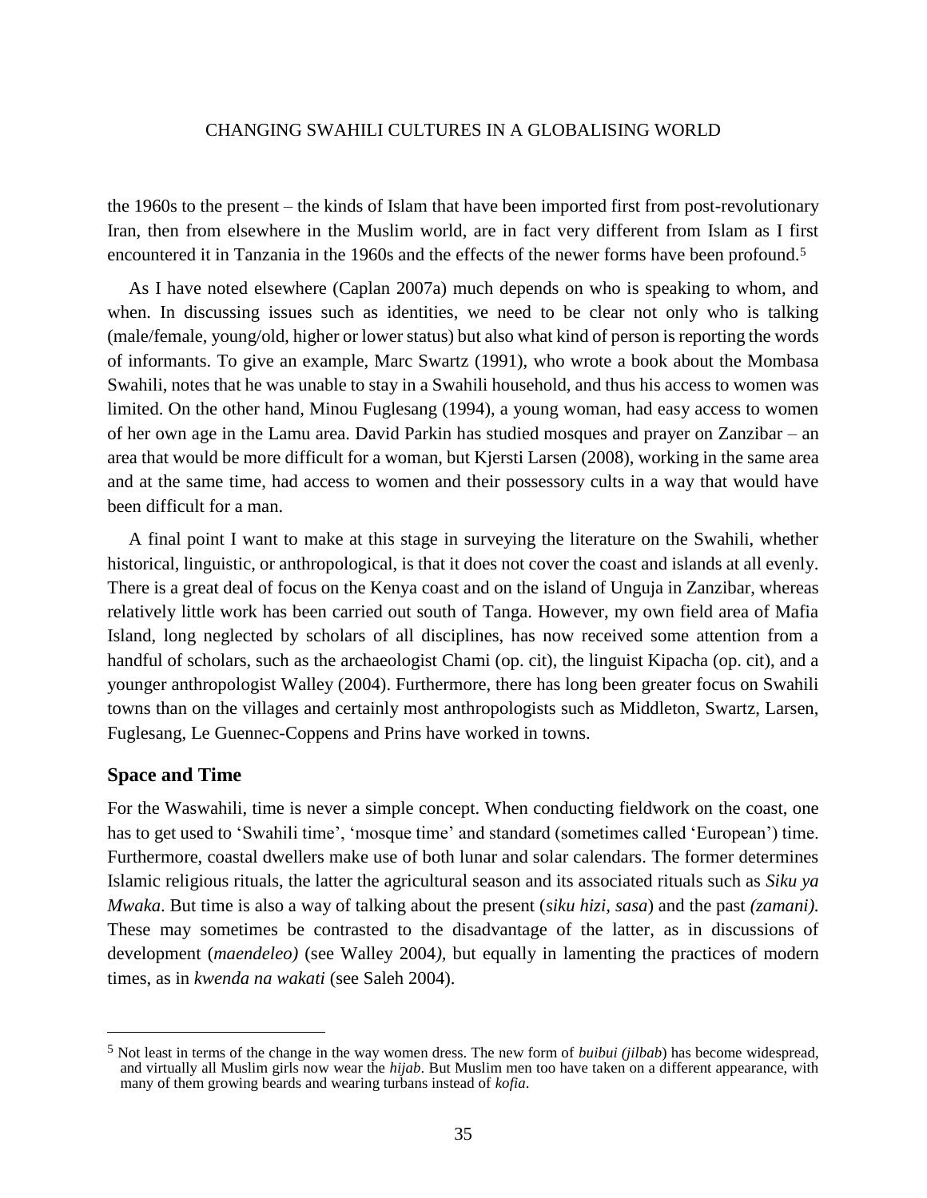the 1960s to the present – the kinds of Islam that have been imported first from post-revolutionary Iran, then from elsewhere in the Muslim world, are in fact very different from Islam as I first encountered it in Tanzania in the 1960s and the effects of the newer forms have been profound.[5]

As I have noted elsewhere (Caplan 2007a) much depends on who is speaking to whom, and when. In discussing issues such as identities, we need to be clear not only who is talking (male/female, young/old, higher or lower status) but also what kind of person is reporting the words of informants. To give an example, Marc Swartz (1991), who wrote a book about the Mombasa Swahili, notes that he was unable to stay in a Swahili household, and thus his access to women was limited. On the other hand, Minou Fuglesang (1994), a young woman, had easy access to women of her own age in the Lamu area. David Parkin has studied mosques and prayer on Zanzibar – an area that would be more difficult for a woman, but Kjersti Larsen (2008), working in the same area and at the same time, had access to women and their possessory cults in a way that would have been difficult for a man.

A final point I want to make at this stage in surveying the literature on the Swahili, whether historical, linguistic, or anthropological, is that it does not cover the coast and islands at all evenly. There is a great deal of focus on the Kenya coast and on the island of Unguja in Zanzibar, whereas relatively little work has been carried out south of Tanga. However, my own field area of Mafia Island, long neglected by scholars of all disciplines, has now received some attention from a handful of scholars, such as the archaeologist Chami (op. cit), the linguist Kipacha (op. cit), and a younger anthropologist Walley (2004). Furthermore, there has long been greater focus on Swahili towns than on the villages and certainly most anthropologists such as Middleton, Swartz, Larsen, Fuglesang, Le Guennec-Coppens and Prins have worked in towns.

## Space and Time

For the Waswahili, time is never a simple concept. When conducting fieldwork on the coast, one has to get used to 'Swahili time', 'mosque time' and standard (sometimes called 'European') time. Furthermore, coastal dwellers make use of both lunar and solar calendars. The former determines Islamic religious rituals, the latter the agricultural season and its associated rituals such as *Siku ya Mwaka*. But time is also a way of talking about the present (*siku hizi, sasa*) and the past *(zamani)*. These may sometimes be contrasted to the disadvantage of the latter, as in discussions of development (*maendeleo)* (see Walley 2004*)*, but equally in lamenting the practices of modern times, as in *kwenda na wakati* (see Saleh 2004).

---

[5] Not least in terms of the change in the way women dress. The new form of *buibui (jilbab*) has become widespread, and virtually all Muslim girls now wear the *hijab*. But Muslim men too have taken on a different appearance, with many of them growing beards and wearing turbans instead of *kofia*.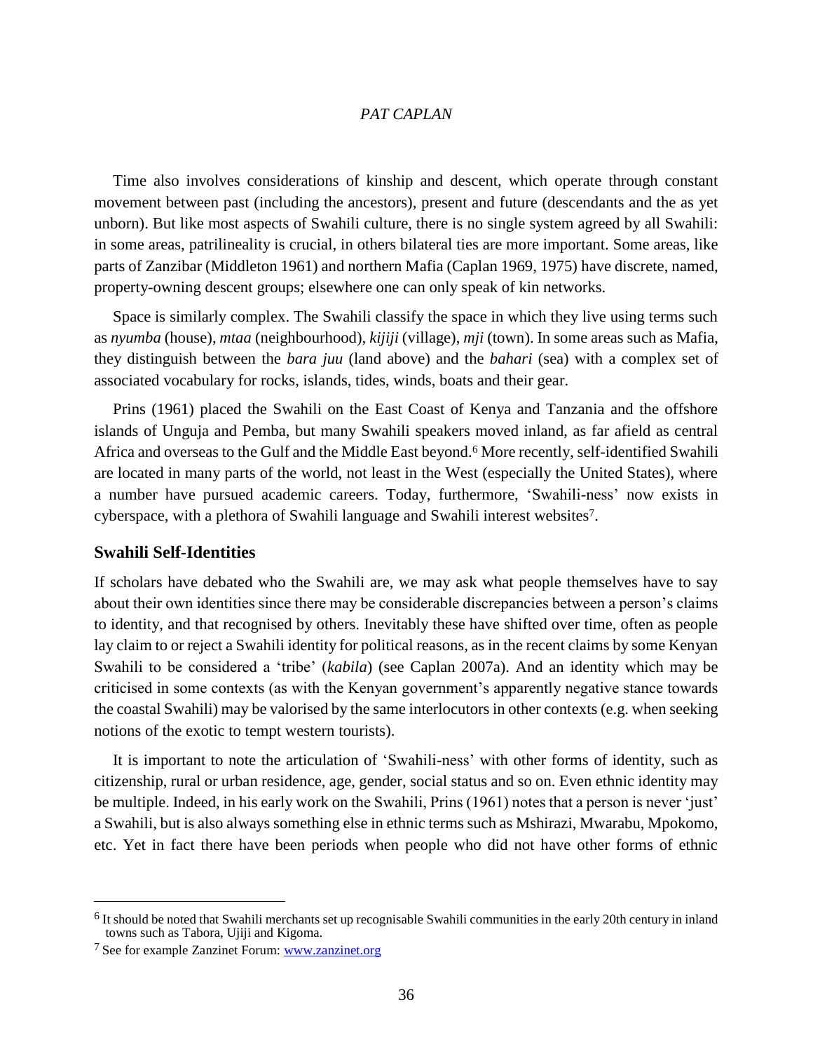Time also involves considerations of kinship and descent, which operate through constant movement between past (including the ancestors), present and future (descendants and the as yet unborn). But like most aspects of Swahili culture, there is no single system agreed by all Swahili: in some areas, patrilineality is crucial, in others bilateral ties are more important. Some areas, like parts of Zanzibar (Middleton 1961) and northern Mafia (Caplan 1969, 1975) have discrete, named, property-owning descent groups; elsewhere one can only speak of kin networks.

Space is similarly complex. The Swahili classify the space in which they live using terms such as *nyumba* (house), *mtaa* (neighbourhood), *kijiji* (village), *mji* (town). In some areas such as Mafia, they distinguish between the *bara juu* (land above) and the *bahari* (sea) with a complex set of associated vocabulary for rocks, islands, tides, winds, boats and their gear.

Prins (1961) placed the Swahili on the East Coast of Kenya and Tanzania and the offshore islands of Unguja and Pemba, but many Swahili speakers moved inland, as far afield as central Africa and overseas to the Gulf and the Middle East beyond.[6] More recently, self-identified Swahili are located in many parts of the world, not least in the West (especially the United States), where a number have pursued academic careers. Today, furthermore, 'Swahili-ness' now exists in cyberspace, with a plethora of Swahili language and Swahili interest websites[7].

## Swahili Self-Identities

If scholars have debated who the Swahili are, we may ask what people themselves have to say about their own identities since there may be considerable discrepancies between a person's claims to identity, and that recognised by others. Inevitably these have shifted over time, often as people lay claim to or reject a Swahili identity for political reasons, as in the recent claims by some Kenyan Swahili to be considered a 'tribe' (*kabila*) (see Caplan 2007a). And an identity which may be criticised in some contexts (as with the Kenyan government's apparently negative stance towards the coastal Swahili) may be valorised by the same interlocutors in other contexts (e.g. when seeking notions of the exotic to tempt western tourists).

It is important to note the articulation of 'Swahili-ness' with other forms of identity, such as citizenship, rural or urban residence, age, gender, social status and so on. Even ethnic identity may be multiple. Indeed, in his early work on the Swahili, Prins (1961) notes that a person is never 'just' a Swahili, but is also always something else in ethnic terms such as Mshirazi, Mwarabu, Mpokomo, etc. Yet in fact there have been periods when people who did not have other forms of ethnic

---

[6] It should be noted that Swahili merchants set up recognisable Swahili communities in the early 20th century in inland towns such as Tabora, Ujiji and Kigoma.

[7] See for example Zanzinet Forum: [www.zanzinet.org](www.zanzinet.org)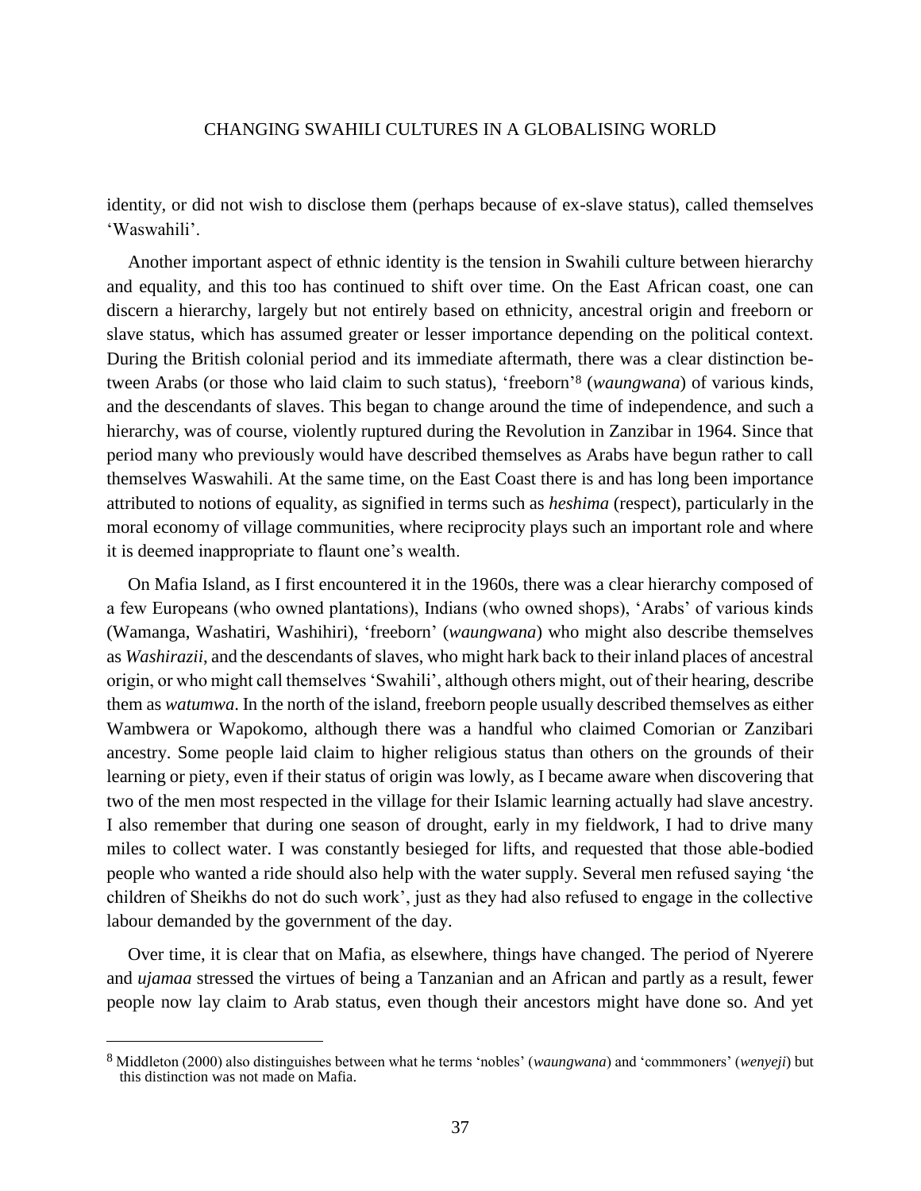identity, or did not wish to disclose them (perhaps because of ex-slave status), called themselves 'Waswahili'.

Another important aspect of ethnic identity is the tension in Swahili culture between hierarchy and equality, and this too has continued to shift over time. On the East African coast, one can discern a hierarchy, largely but not entirely based on ethnicity, ancestral origin and freeborn or slave status, which has assumed greater or lesser importance depending on the political context. During the British colonial period and its immediate aftermath, there was a clear distinction between Arabs (or those who laid claim to such status), 'freeborn'[8] (*waungwana*) of various kinds, and the descendants of slaves. This began to change around the time of independence, and such a hierarchy, was of course, violently ruptured during the Revolution in Zanzibar in 1964. Since that period many who previously would have described themselves as Arabs have begun rather to call themselves Waswahili. At the same time, on the East Coast there is and has long been importance attributed to notions of equality, as signified in terms such as *heshima* (respect), particularly in the moral economy of village communities, where reciprocity plays such an important role and where it is deemed inappropriate to flaunt one's wealth.

On Mafia Island, as I first encountered it in the 1960s, there was a clear hierarchy composed of a few Europeans (who owned plantations), Indians (who owned shops), 'Arabs' of various kinds (Wamanga, Washatiri, Washihiri), 'freeborn' (*waungwana*) who might also describe themselves as *Washirazii*, and the descendants of slaves, who might hark back to their inland places of ancestral origin, or who might call themselves 'Swahili', although others might, out of their hearing, describe them as *watumwa*. In the north of the island, freeborn people usually described themselves as either Wambwera or Wapokomo, although there was a handful who claimed Comorian or Zanzibari ancestry. Some people laid claim to higher religious status than others on the grounds of their learning or piety, even if their status of origin was lowly, as I became aware when discovering that two of the men most respected in the village for their Islamic learning actually had slave ancestry. I also remember that during one season of drought, early in my fieldwork, I had to drive many miles to collect water. I was constantly besieged for lifts, and requested that those able-bodied people who wanted a ride should also help with the water supply. Several men refused saying 'the children of Sheikhs do not do such work', just as they had also refused to engage in the collective labour demanded by the government of the day.

Over time, it is clear that on Mafia, as elsewhere, things have changed. The period of Nyerere and *ujamaa* stressed the virtues of being a Tanzanian and an African and partly as a result, fewer people now lay claim to Arab status, even though their ancestors might have done so. And yet

[8] Middleton (2000) also distinguishes between what he terms 'nobles' (*waungwana*) and 'commmoners' (*wenyeji*) but this distinction was not made on Mafia.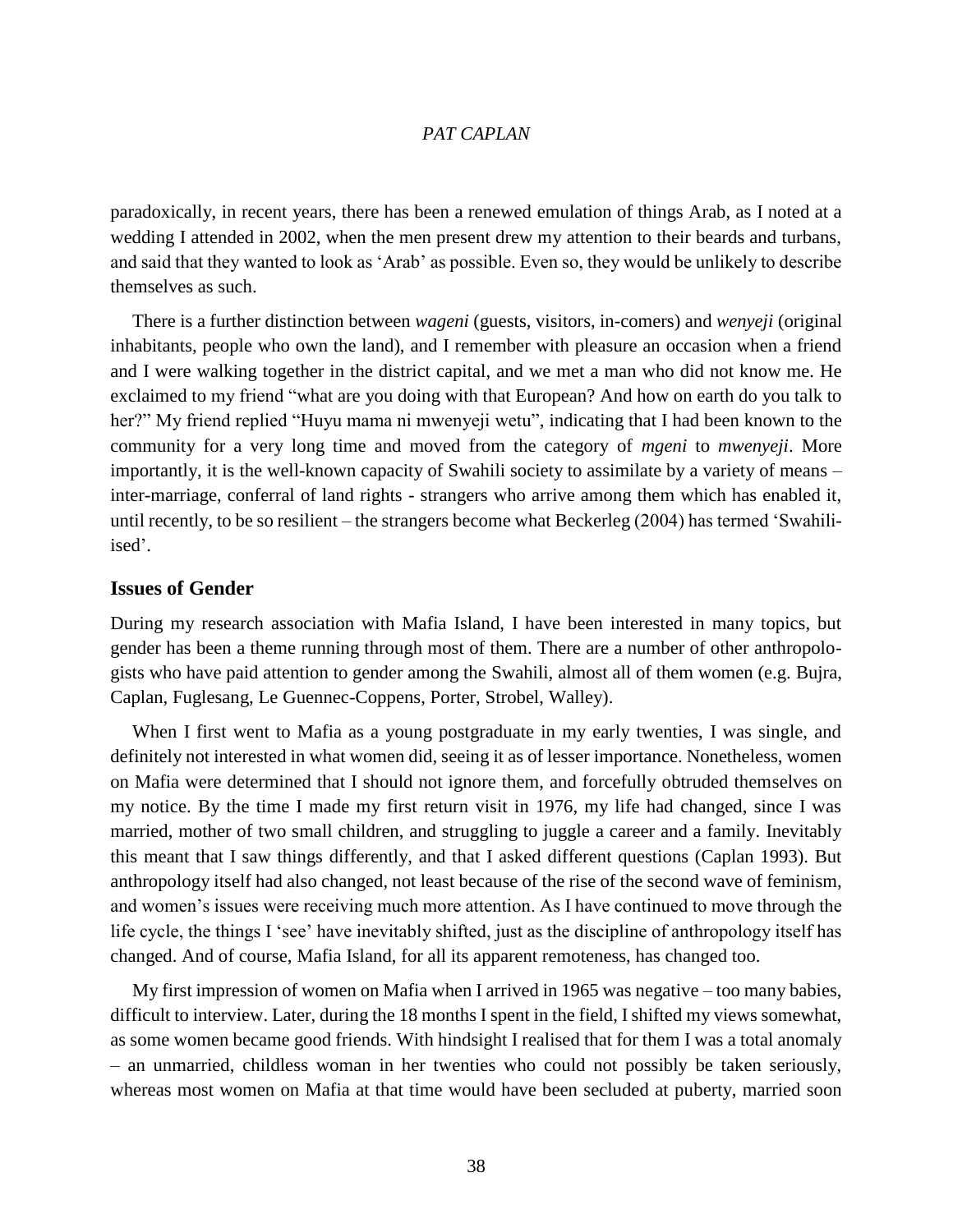paradoxically, in recent years, there has been a renewed emulation of things Arab, as I noted at a wedding I attended in 2002, when the men present drew my attention to their beards and turbans, and said that they wanted to look as 'Arab' as possible. Even so, they would be unlikely to describe themselves as such.

There is a further distinction between *wageni* (guests, visitors, in-comers) and *wenyeji* (original inhabitants, people who own the land), and I remember with pleasure an occasion when a friend and I were walking together in the district capital, and we met a man who did not know me. He exclaimed to my friend "what are you doing with that European? And how on earth do you talk to her?" My friend replied "Huyu mama ni mwenyeji wetu", indicating that I had been known to the community for a very long time and moved from the category of *mgeni* to *mwenyeji*. More importantly, it is the well-known capacity of Swahili society to assimilate by a variety of means – inter-marriage, conferral of land rights - strangers who arrive among them which has enabled it, until recently, to be so resilient – the strangers become what Beckerleg (2004) has termed 'Swahili-ised'.

## Issues of Gender

During my research association with Mafia Island, I have been interested in many topics, but gender has been a theme running through most of them. There are a number of other anthropologists who have paid attention to gender among the Swahili, almost all of them women (e.g. Bujra, Caplan, Fuglesang, Le Guennec-Coppens, Porter, Strobel, Walley).

When I first went to Mafia as a young postgraduate in my early twenties, I was single, and definitely not interested in what women did, seeing it as of lesser importance. Nonetheless, women on Mafia were determined that I should not ignore them, and forcefully obtruded themselves on my notice. By the time I made my first return visit in 1976, my life had changed, since I was married, mother of two small children, and struggling to juggle a career and a family. Inevitably this meant that I saw things differently, and that I asked different questions (Caplan 1993). But anthropology itself had also changed, not least because of the rise of the second wave of feminism, and women's issues were receiving much more attention. As I have continued to move through the life cycle, the things I 'see' have inevitably shifted, just as the discipline of anthropology itself has changed. And of course, Mafia Island, for all its apparent remoteness, has changed too.

My first impression of women on Mafia when I arrived in 1965 was negative – too many babies, difficult to interview. Later, during the 18 months I spent in the field, I shifted my views somewhat, as some women became good friends. With hindsight I realised that for them I was a total anomaly – an unmarried, childless woman in her twenties who could not possibly be taken seriously, whereas most women on Mafia at that time would have been secluded at puberty, married soon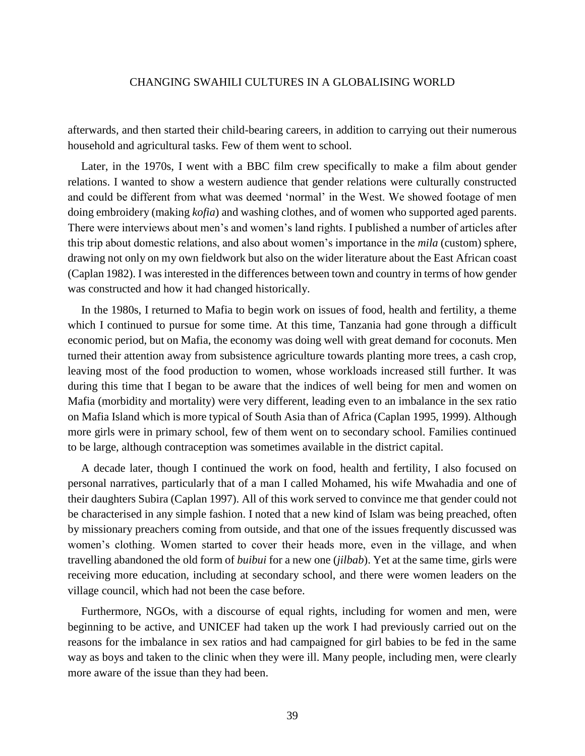afterwards, and then started their child-bearing careers, in addition to carrying out their numerous household and agricultural tasks. Few of them went to school.

Later, in the 1970s, I went with a BBC film crew specifically to make a film about gender relations. I wanted to show a western audience that gender relations were culturally constructed and could be different from what was deemed 'normal' in the West. We showed footage of men doing embroidery (making *kofia*) and washing clothes, and of women who supported aged parents. There were interviews about men's and women's land rights. I published a number of articles after this trip about domestic relations, and also about women's importance in the *mila* (custom) sphere, drawing not only on my own fieldwork but also on the wider literature about the East African coast (Caplan 1982). I was interested in the differences between town and country in terms of how gender was constructed and how it had changed historically.

In the 1980s, I returned to Mafia to begin work on issues of food, health and fertility, a theme which I continued to pursue for some time. At this time, Tanzania had gone through a difficult economic period, but on Mafia, the economy was doing well with great demand for coconuts. Men turned their attention away from subsistence agriculture towards planting more trees, a cash crop, leaving most of the food production to women, whose workloads increased still further. It was during this time that I began to be aware that the indices of well being for men and women on Mafia (morbidity and mortality) were very different, leading even to an imbalance in the sex ratio on Mafia Island which is more typical of South Asia than of Africa (Caplan 1995, 1999). Although more girls were in primary school, few of them went on to secondary school. Families continued to be large, although contraception was sometimes available in the district capital.

A decade later, though I continued the work on food, health and fertility, I also focused on personal narratives, particularly that of a man I called Mohamed, his wife Mwahadia and one of their daughters Subira (Caplan 1997). All of this work served to convince me that gender could not be characterised in any simple fashion. I noted that a new kind of Islam was being preached, often by missionary preachers coming from outside, and that one of the issues frequently discussed was women's clothing. Women started to cover their heads more, even in the village, and when travelling abandoned the old form of *buibui* for a new one (*jilbab*). Yet at the same time, girls were receiving more education, including at secondary school, and there were women leaders on the village council, which had not been the case before.

Furthermore, NGOs, with a discourse of equal rights, including for women and men, were beginning to be active, and UNICEF had taken up the work I had previously carried out on the reasons for the imbalance in sex ratios and had campaigned for girl babies to be fed in the same way as boys and taken to the clinic when they were ill. Many people, including men, were clearly more aware of the issue than they had been.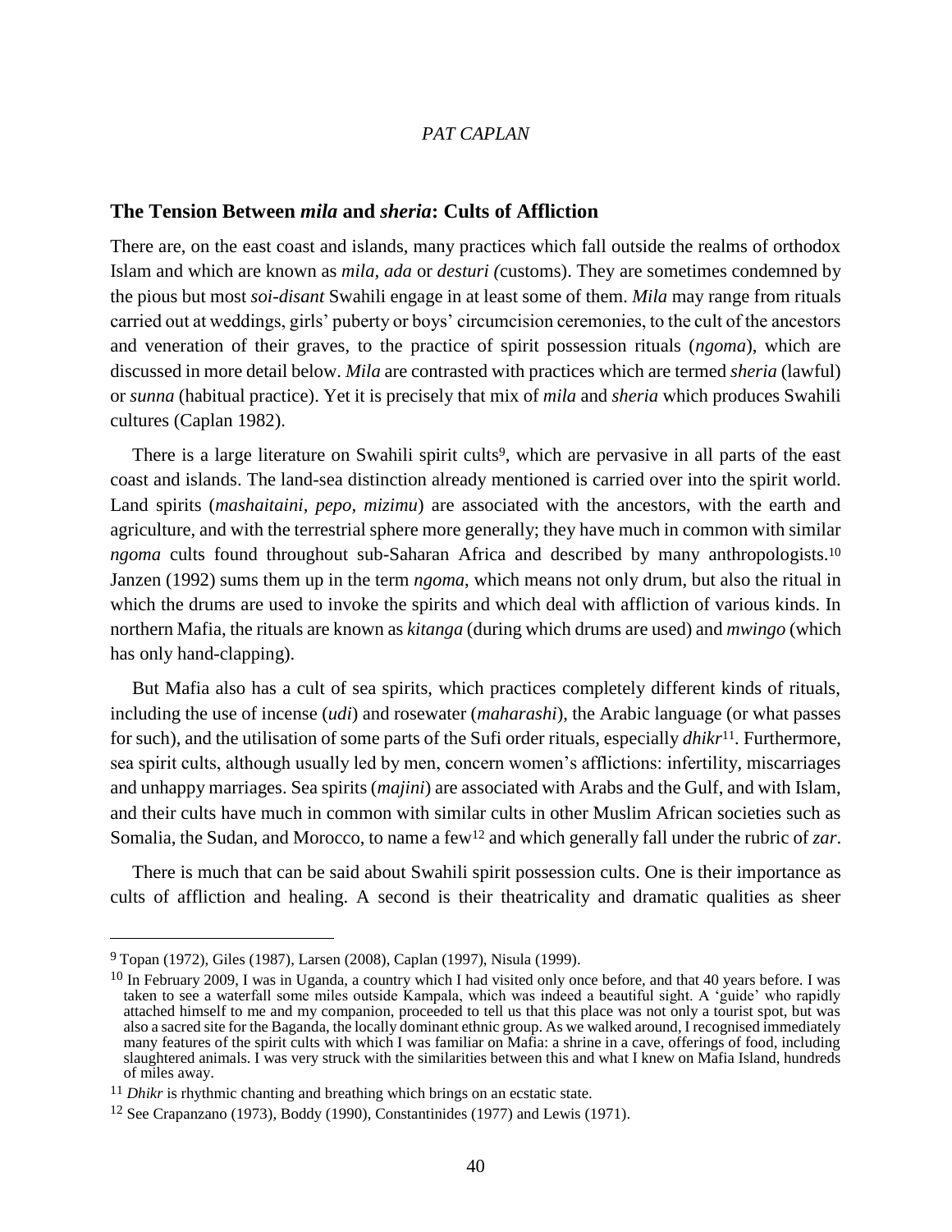## The Tension Between *mila* and *sheria*: Cults of Affliction

There are, on the east coast and islands, many practices which fall outside the realms of orthodox Islam and which are known as *mila*, *ada* or *desturi (*customs). They are sometimes condemned by the pious but most *soi-disant* Swahili engage in at least some of them. *Mila* may range from rituals carried out at weddings, girls' puberty or boys' circumcision ceremonies, to the cult of the ancestors and veneration of their graves, to the practice of spirit possession rituals (*ngoma*), which are discussed in more detail below. *Mila* are contrasted with practices which are termed *sheria* (lawful) or *sunna* (habitual practice). Yet it is precisely that mix of *mila* and *sheria* which produces Swahili cultures (Caplan 1982).

There is a large literature on Swahili spirit cults[9], which are pervasive in all parts of the east coast and islands. The land-sea distinction already mentioned is carried over into the spirit world. Land spirits (*mashaitaini*, *pepo*, *mizimu*) are associated with the ancestors, with the earth and agriculture, and with the terrestrial sphere more generally; they have much in common with similar *ngoma* cults found throughout sub-Saharan Africa and described by many anthropologists.[10] Janzen (1992) sums them up in the term *ngoma*, which means not only drum, but also the ritual in which the drums are used to invoke the spirits and which deal with affliction of various kinds. In northern Mafia, the rituals are known as *kitanga* (during which drums are used) and *mwingo* (which has only hand-clapping).

But Mafia also has a cult of sea spirits, which practices completely different kinds of rituals, including the use of incense (*udi*) and rosewater (*maharashi*), the Arabic language (or what passes for such), and the utilisation of some parts of the Sufi order rituals, especially *dhikr*[11]. Furthermore, sea spirit cults, although usually led by men, concern women's afflictions: infertility, miscarriages and unhappy marriages. Sea spirits (*majini*) are associated with Arabs and the Gulf, and with Islam, and their cults have much in common with similar cults in other Muslim African societies such as Somalia, the Sudan, and Morocco, to name a few[12] and which generally fall under the rubric of *zar*.

There is much that can be said about Swahili spirit possession cults. One is their importance as cults of affliction and healing. A second is their theatricality and dramatic qualities as sheer

---

[9] Topan (1972), Giles (1987), Larsen (2008), Caplan (1997), Nisula (1999).

[10] In February 2009, I was in Uganda, a country which I had visited only once before, and that 40 years before. I was taken to see a waterfall some miles outside Kampala, which was indeed a beautiful sight. A 'guide' who rapidly attached himself to me and my companion, proceeded to tell us that this place was not only a tourist spot, but was also a sacred site for the Baganda, the locally dominant ethnic group. As we walked around, I recognised immediately many features of the spirit cults with which I was familiar on Mafia: a shrine in a cave, offerings of food, including slaughtered animals. I was very struck with the similarities between this and what I knew on Mafia Island, hundreds of miles away.

[11] *Dhikr* is rhythmic chanting and breathing which brings on an ecstatic state.

[12] See Crapanzano (1973), Boddy (1990), Constantinides (1977) and Lewis (1971).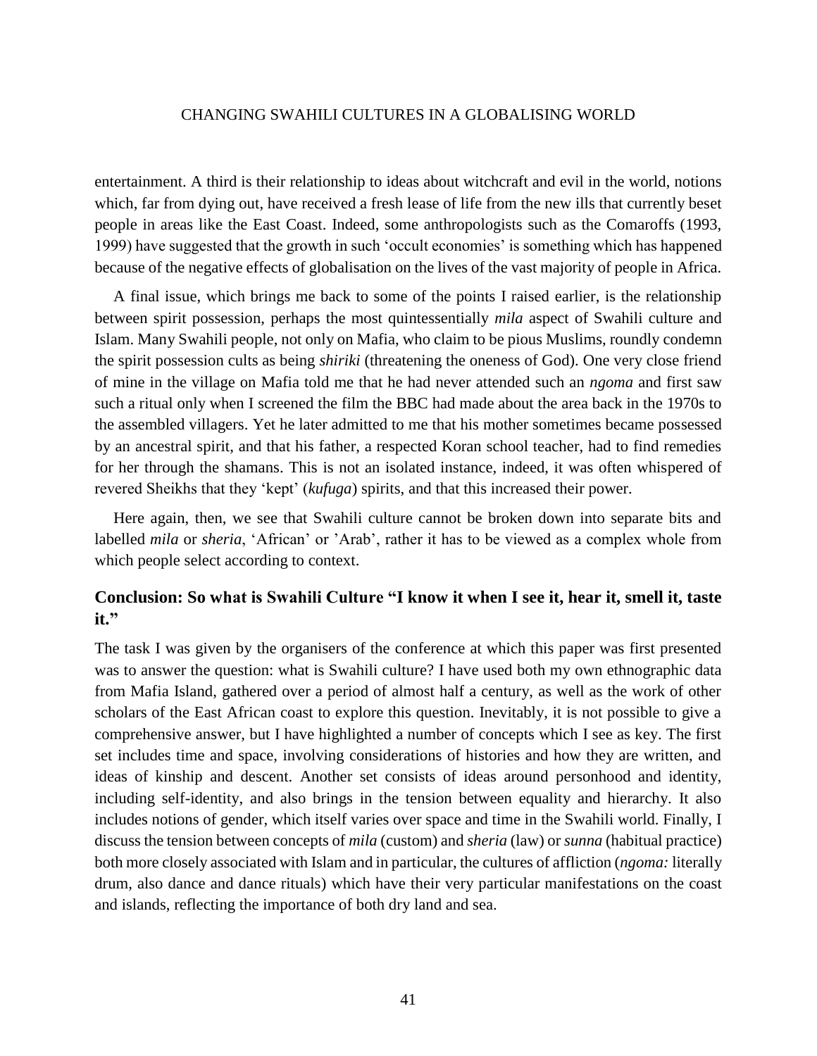entertainment. A third is their relationship to ideas about witchcraft and evil in the world, notions which, far from dying out, have received a fresh lease of life from the new ills that currently beset people in areas like the East Coast. Indeed, some anthropologists such as the Comaroffs (1993, 1999) have suggested that the growth in such 'occult economies' is something which has happened because of the negative effects of globalisation on the lives of the vast majority of people in Africa.

A final issue, which brings me back to some of the points I raised earlier, is the relationship between spirit possession, perhaps the most quintessentially *mila* aspect of Swahili culture and Islam. Many Swahili people, not only on Mafia, who claim to be pious Muslims, roundly condemn the spirit possession cults as being *shiriki* (threatening the oneness of God). One very close friend of mine in the village on Mafia told me that he had never attended such an *ngoma* and first saw such a ritual only when I screened the film the BBC had made about the area back in the 1970s to the assembled villagers. Yet he later admitted to me that his mother sometimes became possessed by an ancestral spirit, and that his father, a respected Koran school teacher, had to find remedies for her through the shamans. This is not an isolated instance, indeed, it was often whispered of revered Sheikhs that they 'kept' (*kufuga*) spirits, and that this increased their power.

Here again, then, we see that Swahili culture cannot be broken down into separate bits and labelled *mila* or *sheria*, 'African' or 'Arab', rather it has to be viewed as a complex whole from which people select according to context.

## Conclusion: So what is Swahili Culture "I know it when I see it, hear it, smell it, taste it."

The task I was given by the organisers of the conference at which this paper was first presented was to answer the question: what is Swahili culture? I have used both my own ethnographic data from Mafia Island, gathered over a period of almost half a century, as well as the work of other scholars of the East African coast to explore this question. Inevitably, it is not possible to give a comprehensive answer, but I have highlighted a number of concepts which I see as key. The first set includes time and space, involving considerations of histories and how they are written, and ideas of kinship and descent. Another set consists of ideas around personhood and identity, including self-identity, and also brings in the tension between equality and hierarchy. It also includes notions of gender, which itself varies over space and time in the Swahili world. Finally, I discuss the tension between concepts of *mila* (custom) and *sheria* (law) or *sunna* (habitual practice) both more closely associated with Islam and in particular, the cultures of affliction (*ngoma:* literally drum, also dance and dance rituals) which have their very particular manifestations on the coast and islands, reflecting the importance of both dry land and sea.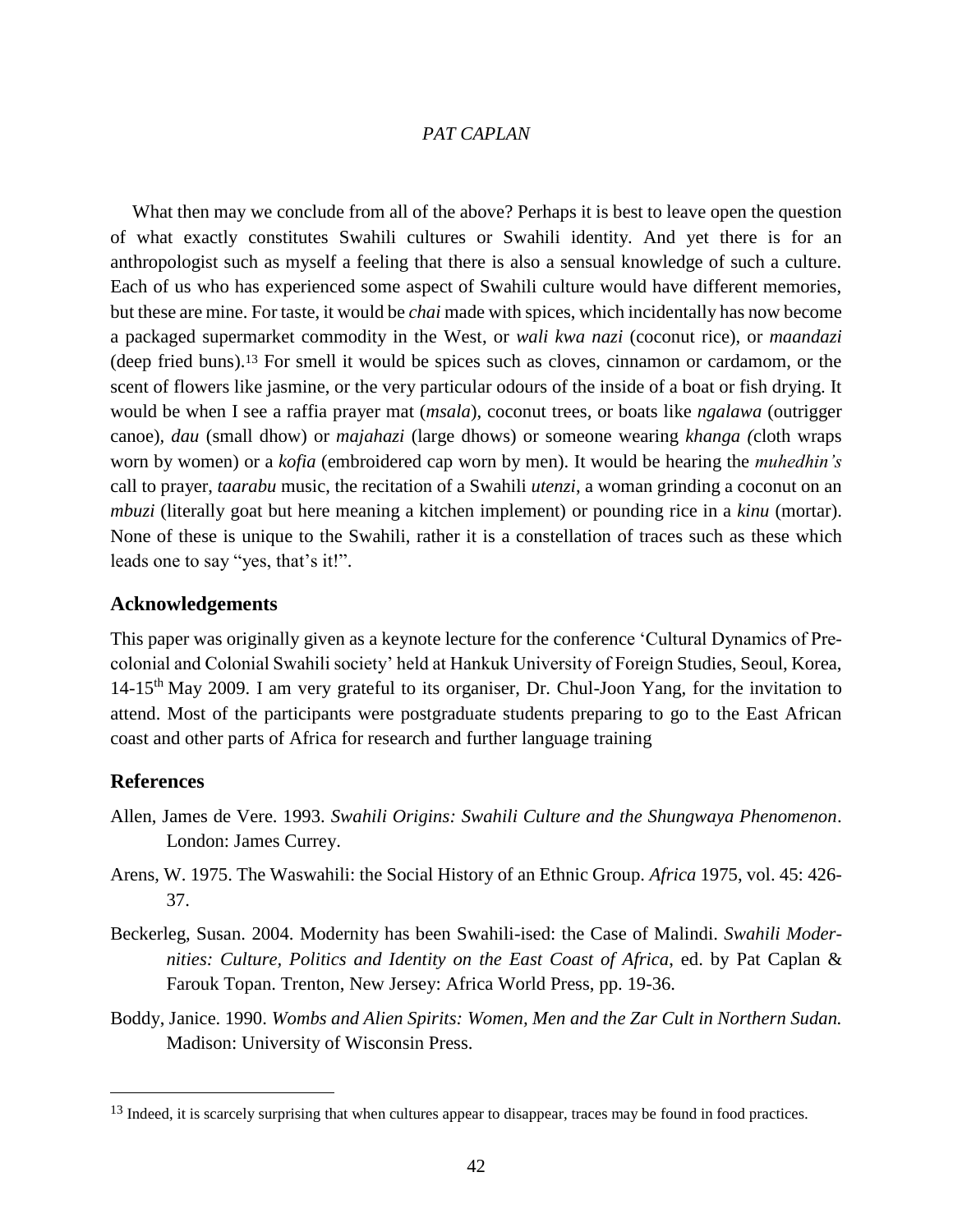What then may we conclude from all of the above? Perhaps it is best to leave open the question of what exactly constitutes Swahili cultures or Swahili identity. And yet there is for an anthropologist such as myself a feeling that there is also a sensual knowledge of such a culture. Each of us who has experienced some aspect of Swahili culture would have different memories, but these are mine. For taste, it would be *chai* made with spices, which incidentally has now become a packaged supermarket commodity in the West, or *wali kwa nazi* (coconut rice), or *maandazi* (deep fried buns).[13] For smell it would be spices such as cloves, cinnamon or cardamom, or the scent of flowers like jasmine, or the very particular odours of the inside of a boat or fish drying. It would be when I see a raffia prayer mat (*msala*), coconut trees, or boats like *ngalawa* (outrigger canoe), *dau* (small dhow) or *majahazi* (large dhows) or someone wearing *khanga (*cloth wraps worn by women) or a *kofia* (embroidered cap worn by men). It would be hearing the *muhedhin's* call to prayer, *taarabu* music, the recitation of a Swahili *utenzi*, a woman grinding a coconut on an *mbuzi* (literally goat but here meaning a kitchen implement) or pounding rice in a *kinu* (mortar). None of these is unique to the Swahili, rather it is a constellation of traces such as these which leads one to say "yes, that's it!".

## Acknowledgements

This paper was originally given as a keynote lecture for the conference 'Cultural Dynamics of Pre-colonial and Colonial Swahili society' held at Hankuk University of Foreign Studies, Seoul, Korea, 14-15th May 2009. I am very grateful to its organiser, Dr. Chul-Joon Yang, for the invitation to attend. Most of the participants were postgraduate students preparing to go to the East African coast and other parts of Africa for research and further language training

## References

Allen, James de Vere. 1993. *Swahili Origins: Swahili Culture and the Shungwaya Phenomenon*. London: James Currey.

Arens, W. 1975. The Waswahili: the Social History of an Ethnic Group. *Africa* 1975, vol. 45: 426-37.

Beckerleg, Susan. 2004. Modernity has been Swahili-ised: the Case of Malindi. *Swahili Modernities: Culture, Politics and Identity on the East Coast of Africa*, ed. by Pat Caplan & Farouk Topan. Trenton, New Jersey: Africa World Press, pp. 19-36.

Boddy, Janice. 1990. *Wombs and Alien Spirits: Women, Men and the Zar Cult in Northern Sudan.* Madison: University of Wisconsin Press.

---

[13] Indeed, it is scarcely surprising that when cultures appear to disappear, traces may be found in food practices.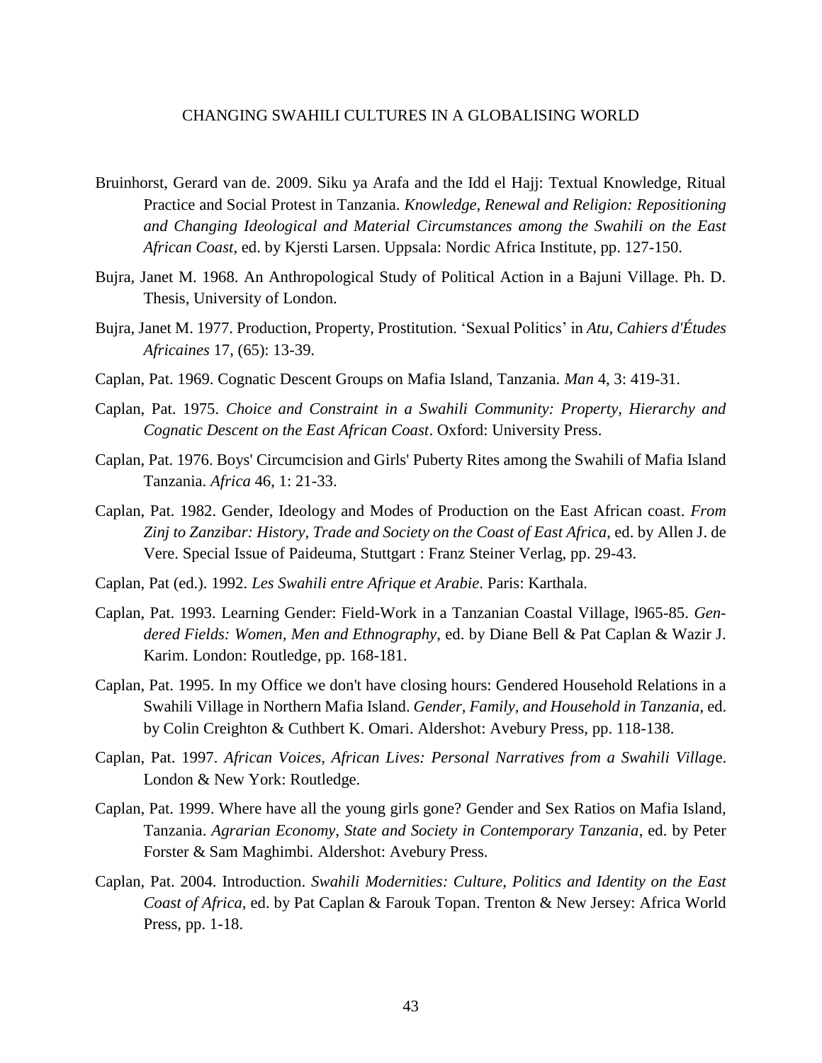Bruinhorst, Gerard van de. 2009. Siku ya Arafa and the Idd el Hajj: Textual Knowledge, Ritual Practice and Social Protest in Tanzania. *Knowledge, Renewal and Religion: Repositioning and Changing Ideological and Material Circumstances among the Swahili on the East African Coast*, ed. by Kjersti Larsen. Uppsala: Nordic Africa Institute, pp. 127-150.

Bujra, Janet M. 1968. An Anthropological Study of Political Action in a Bajuni Village. Ph. D. Thesis, University of London.

Bujra, Janet M. 1977. Production, Property, Prostitution. 'Sexual Politics' in *Atu, Cahiers d'Études Africaines* 17, (65): 13-39.

Caplan, Pat. 1969. Cognatic Descent Groups on Mafia Island, Tanzania. *Man* 4, 3: 419-31.

Caplan, Pat. 1975. *Choice and Constraint in a Swahili Community: Property, Hierarchy and Cognatic Descent on the East African Coast*. Oxford: University Press.

Caplan, Pat. 1976. Boys' Circumcision and Girls' Puberty Rites among the Swahili of Mafia Island Tanzania. *Africa* 46, 1: 21-33.

Caplan, Pat. 1982. Gender, Ideology and Modes of Production on the East African coast. *From Zinj to Zanzibar: History, Trade and Society on the Coast of East Africa*, ed. by Allen J. de Vere. Special Issue of Paideuma, Stuttgart : Franz Steiner Verlag, pp. 29-43.

Caplan, Pat (ed.). 1992. *Les Swahili entre Afrique et Arabie*. Paris: Karthala.

Caplan, Pat. 1993. Learning Gender: Field-Work in a Tanzanian Coastal Village, l965-85. *Gendered Fields: Women, Men and Ethnography*, ed. by Diane Bell & Pat Caplan & Wazir J. Karim. London: Routledge, pp. 168-181.

Caplan, Pat. 1995. In my Office we don't have closing hours: Gendered Household Relations in a Swahili Village in Northern Mafia Island. *Gender, Family, and Household in Tanzania*, ed. by Colin Creighton & Cuthbert K. Omari. Aldershot: Avebury Press, pp. 118-138.

Caplan, Pat. 1997. *African Voices, African Lives: Personal Narratives from a Swahili Village*. London & New York: Routledge.

Caplan, Pat. 1999. Where have all the young girls gone? Gender and Sex Ratios on Mafia Island, Tanzania. *Agrarian Economy, State and Society in Contemporary Tanzania*, ed. by Peter Forster & Sam Maghimbi. Aldershot: Avebury Press.

Caplan, Pat. 2004. Introduction. *Swahili Modernities: Culture, Politics and Identity on the East Coast of Africa*, ed. by Pat Caplan & Farouk Topan. Trenton & New Jersey: Africa World Press, pp. 1-18.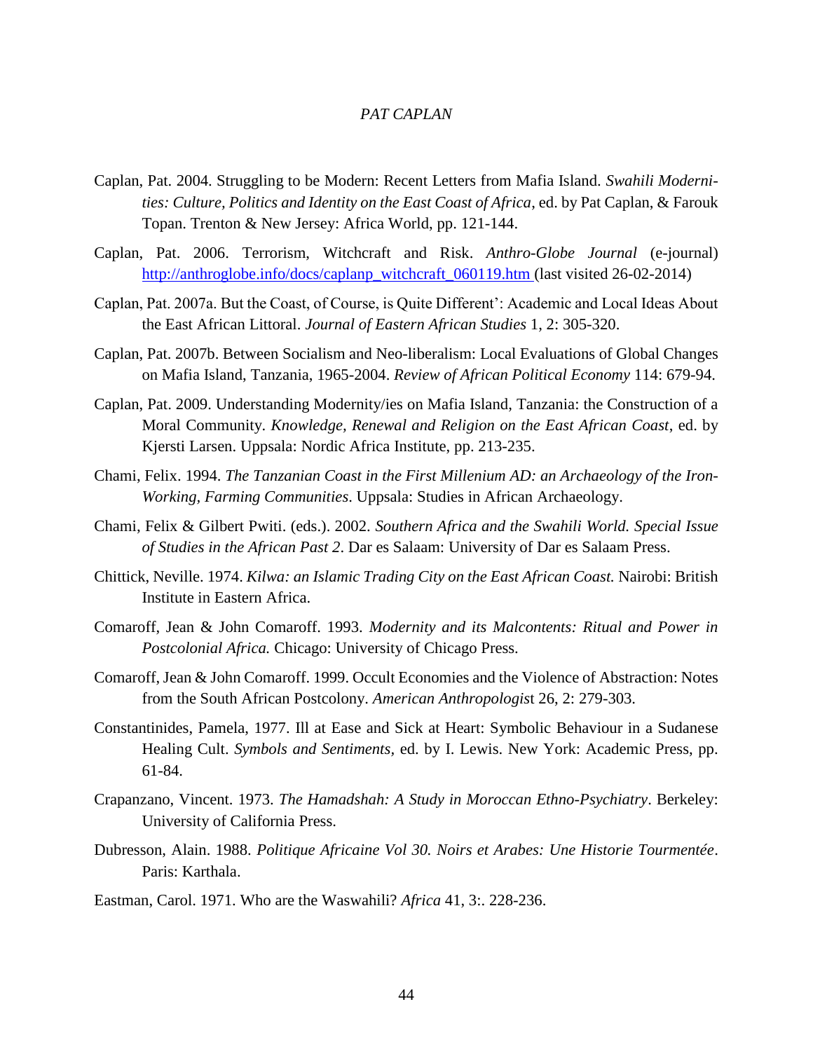Caplan, Pat. 2004. Struggling to be Modern: Recent Letters from Mafia Island. *Swahili Modernities: Culture, Politics and Identity on the East Coast of Africa*, ed. by Pat Caplan, & Farouk Topan. Trenton & New Jersey: Africa World, pp. 121-144.

Caplan, Pat. 2006. Terrorism, Witchcraft and Risk. *Anthro-Globe Journal* (e-journal) http://anthroglobe.info/docs/caplanp_witchcraft_060119.htm (last visited 26-02-2014)

Caplan, Pat. 2007a. But the Coast, of Course, is Quite Different': Academic and Local Ideas About the East African Littoral. *Journal of Eastern African Studies* 1, 2: 305-320.

Caplan, Pat. 2007b. Between Socialism and Neo-liberalism: Local Evaluations of Global Changes on Mafia Island, Tanzania, 1965-2004. *Review of African Political Economy* 114: 679-94.

Caplan, Pat. 2009. Understanding Modernity/ies on Mafia Island, Tanzania: the Construction of a Moral Community. *Knowledge, Renewal and Religion on the East African Coast*, ed. by Kjersti Larsen. Uppsala: Nordic Africa Institute, pp. 213-235.

Chami, Felix. 1994. *The Tanzanian Coast in the First Millenium AD: an Archaeology of the Iron-Working, Farming Communities*. Uppsala: Studies in African Archaeology.

Chami, Felix & Gilbert Pwiti. (eds.). 2002. *Southern Africa and the Swahili World. Special Issue of Studies in the African Past 2*. Dar es Salaam: University of Dar es Salaam Press.

Chittick, Neville. 1974. *Kilwa: an Islamic Trading City on the East African Coast.* Nairobi: British Institute in Eastern Africa.

Comaroff, Jean & John Comaroff. 1993. *Modernity and its Malcontents: Ritual and Power in Postcolonial Africa.* Chicago: University of Chicago Press.

Comaroff, Jean & John Comaroff. 1999. Occult Economies and the Violence of Abstraction: Notes from the South African Postcolony. *American Anthropologist* 26, 2: 279-303.

Constantinides, Pamela, 1977. Ill at Ease and Sick at Heart: Symbolic Behaviour in a Sudanese Healing Cult. *Symbols and Sentiments*, ed. by I. Lewis. New York: Academic Press, pp. 61-84.

Crapanzano, Vincent. 1973. *The Hamadshah: A Study in Moroccan Ethno-Psychiatry*. Berkeley: University of California Press.

Dubresson, Alain. 1988. *Politique Africaine Vol 30. Noirs et Arabes: Une Historie Tourmentée*. Paris: Karthala.

Eastman, Carol. 1971. Who are the Waswahili? *Africa* 41, 3:. 228-236.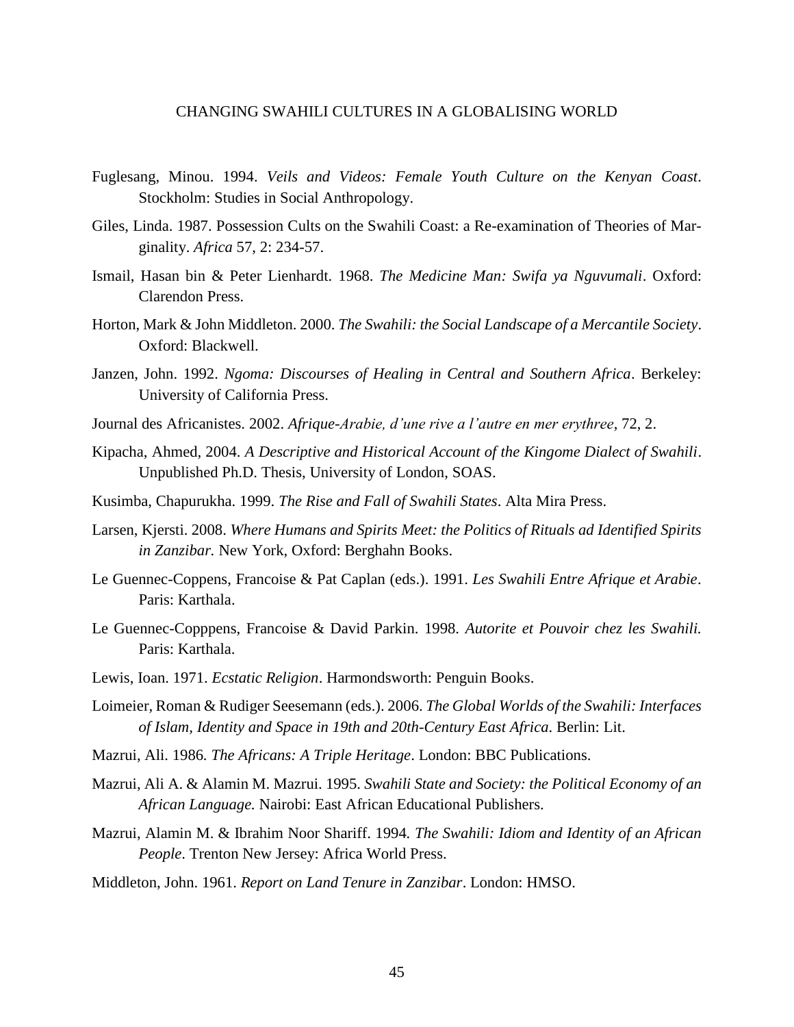Fuglesang, Minou. 1994. *Veils and Videos: Female Youth Culture on the Kenyan Coast*. Stockholm: Studies in Social Anthropology.

Giles, Linda. 1987. Possession Cults on the Swahili Coast: a Re-examination of Theories of Marginality. *Africa* 57, 2: 234-57.

Ismail, Hasan bin & Peter Lienhardt. 1968. *The Medicine Man: Swifa ya Nguvumali*. Oxford: Clarendon Press.

Horton, Mark & John Middleton. 2000. *The Swahili: the Social Landscape of a Mercantile Society*. Oxford: Blackwell.

Janzen, John. 1992. *Ngoma: Discourses of Healing in Central and Southern Africa*. Berkeley: University of California Press.

Journal des Africanistes. 2002. *Afrique-Arabie, d'une rive a l'autre en mer erythree*, 72, 2.

Kipacha, Ahmed, 2004. *A Descriptive and Historical Account of the Kingome Dialect of Swahili*. Unpublished Ph.D. Thesis, University of London, SOAS.

Kusimba, Chapurukha. 1999. *The Rise and Fall of Swahili States*. Alta Mira Press.

Larsen, Kjersti. 2008. *Where Humans and Spirits Meet: the Politics of Rituals ad Identified Spirits in Zanzibar.* New York, Oxford: Berghahn Books.

Le Guennec-Coppens, Francoise & Pat Caplan (eds.). 1991. *Les Swahili Entre Afrique et Arabie*. Paris: Karthala.

Le Guennec-Copppens, Francoise & David Parkin. 1998. *Autorite et Pouvoir chez les Swahili.* Paris: Karthala.

Lewis, Ioan. 1971. *Ecstatic Religion*. Harmondsworth: Penguin Books.

Loimeier, Roman & Rudiger Seesemann (eds.). 2006. *The Global Worlds of the Swahili: Interfaces of Islam, Identity and Space in 19th and 20th-Century East Africa*. Berlin: Lit.

Mazrui, Ali. 1986. *The Africans: A Triple Heritage*. London: BBC Publications.

Mazrui, Ali A. & Alamin M. Mazrui. 1995. *Swahili State and Society: the Political Economy of an African Language.* Nairobi: East African Educational Publishers.

Mazrui, Alamin M. & Ibrahim Noor Shariff. 1994. *The Swahili: Idiom and Identity of an African People*. Trenton New Jersey: Africa World Press.

Middleton, John. 1961. *Report on Land Tenure in Zanzibar*. London: HMSO.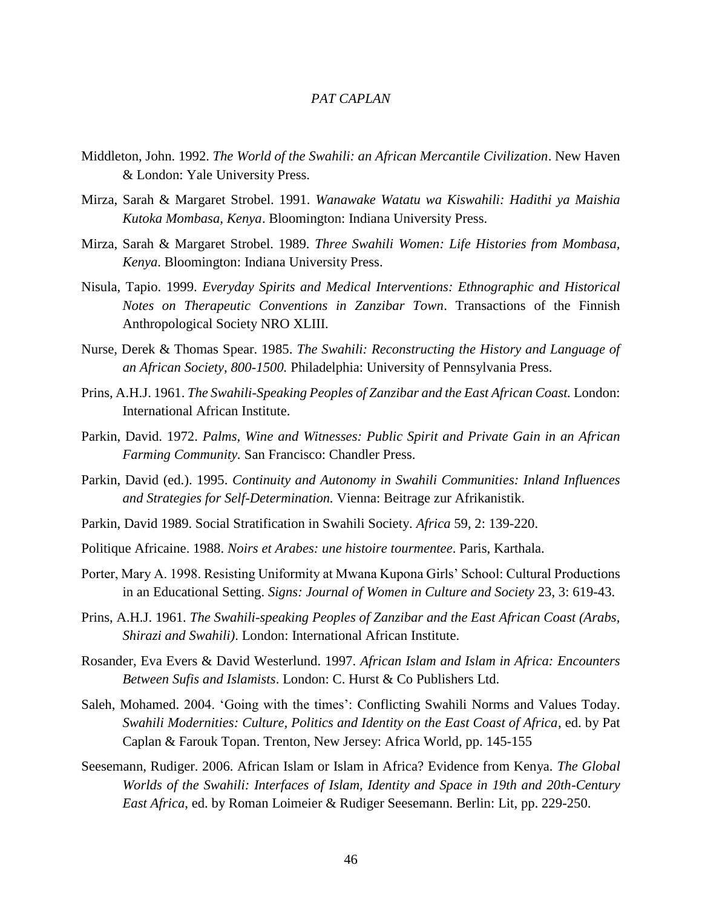Middleton, John. 1992. *The World of the Swahili: an African Mercantile Civilization*. New Haven & London: Yale University Press.

Mirza, Sarah & Margaret Strobel. 1991. *Wanawake Watatu wa Kiswahili: Hadithi ya Maishia Kutoka Mombasa, Kenya*. Bloomington: Indiana University Press.

Mirza, Sarah & Margaret Strobel. 1989. *Three Swahili Women: Life Histories from Mombasa, Kenya*. Bloomington: Indiana University Press.

Nisula, Tapio. 1999. *Everyday Spirits and Medical Interventions: Ethnographic and Historical Notes on Therapeutic Conventions in Zanzibar Town*. Transactions of the Finnish Anthropological Society NRO XLIII.

Nurse, Derek & Thomas Spear. 1985. *The Swahili: Reconstructing the History and Language of an African Society, 800-1500.* Philadelphia: University of Pennsylvania Press.

Prins, A.H.J. 1961. *The Swahili-Speaking Peoples of Zanzibar and the East African Coast.* London: International African Institute.

Parkin, David. 1972. *Palms, Wine and Witnesses: Public Spirit and Private Gain in an African Farming Community.* San Francisco: Chandler Press.

Parkin, David (ed.). 1995. *Continuity and Autonomy in Swahili Communities: Inland Influences and Strategies for Self-Determination.* Vienna: Beitrage zur Afrikanistik.

Parkin, David 1989. Social Stratification in Swahili Society. *Africa* 59, 2: 139-220.

Politique Africaine. 1988. *Noirs et Arabes: une histoire tourmentee*. Paris, Karthala.

Porter, Mary A. 1998. Resisting Uniformity at Mwana Kupona Girls' School: Cultural Productions in an Educational Setting. *Signs: Journal of Women in Culture and Society* 23, 3: 619-43.

Prins, A.H.J. 1961. *The Swahili-speaking Peoples of Zanzibar and the East African Coast (Arabs, Shirazi and Swahili)*. London: International African Institute.

Rosander, Eva Evers & David Westerlund. 1997. *African Islam and Islam in Africa: Encounters Between Sufis and Islamists*. London: C. Hurst & Co Publishers Ltd.

Saleh, Mohamed. 2004. 'Going with the times': Conflicting Swahili Norms and Values Today. *Swahili Modernities: Culture, Politics and Identity on the East Coast of Africa*, ed. by Pat Caplan & Farouk Topan. Trenton, New Jersey: Africa World, pp. 145-155

Seesemann, Rudiger. 2006. African Islam or Islam in Africa? Evidence from Kenya. *The Global Worlds of the Swahili: Interfaces of Islam, Identity and Space in 19th and 20th-Century East Africa*, ed. by Roman Loimeier & Rudiger Seesemann. Berlin: Lit, pp. 229-250.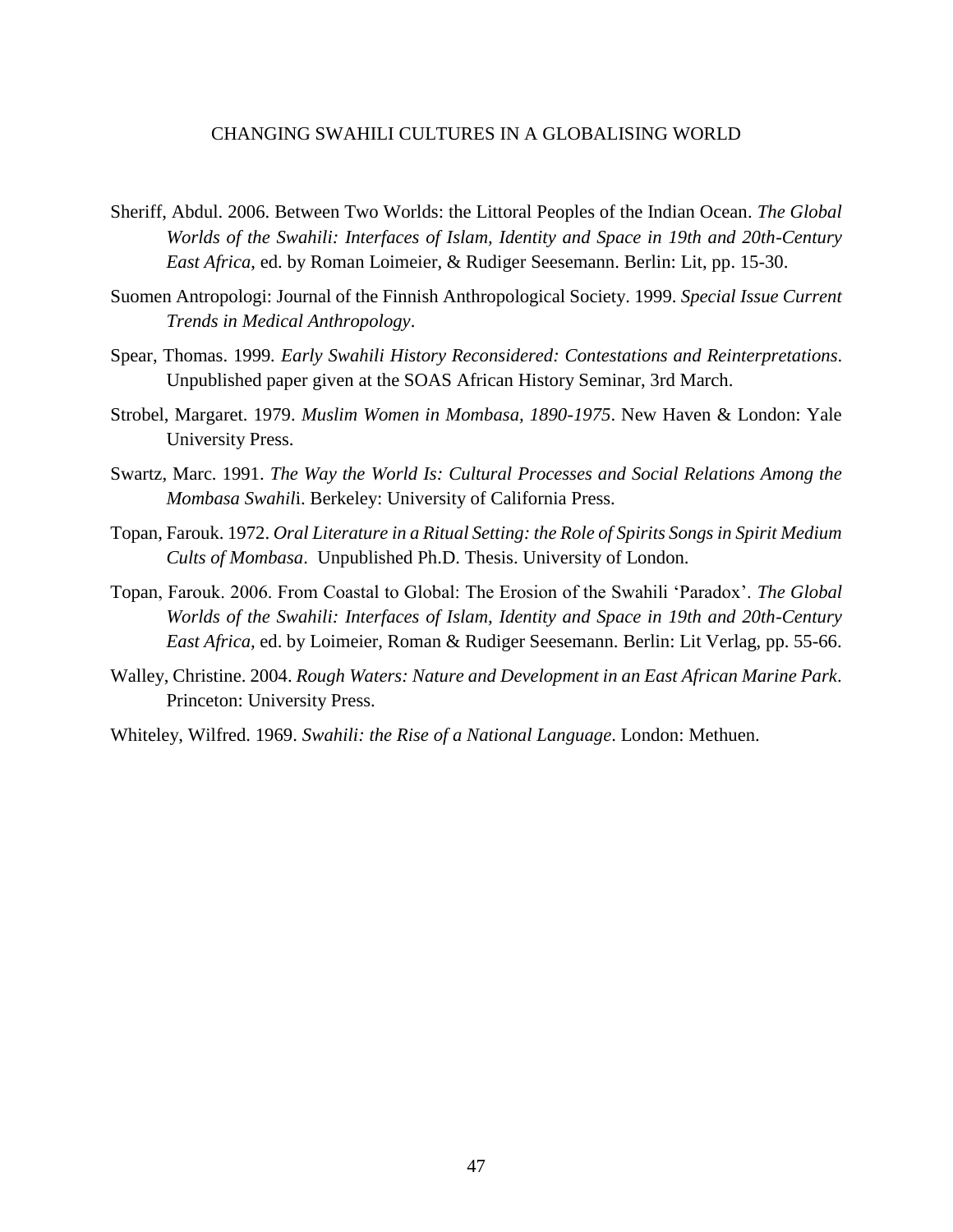Sheriff, Abdul. 2006. Between Two Worlds: the Littoral Peoples of the Indian Ocean. *The Global Worlds of the Swahili: Interfaces of Islam, Identity and Space in 19th and 20th-Century East Africa*, ed. by Roman Loimeier, & Rudiger Seesemann. Berlin: Lit, pp. 15-30.

Suomen Antropologi: Journal of the Finnish Anthropological Society. 1999. *Special Issue Current Trends in Medical Anthropology*.

Spear, Thomas. 1999. *Early Swahili History Reconsidered: Contestations and Reinterpretations*. Unpublished paper given at the SOAS African History Seminar, 3rd March.

Strobel, Margaret. 1979. *Muslim Women in Mombasa, 1890-1975*. New Haven & London: Yale University Press.

Swartz, Marc. 1991. *The Way the World Is: Cultural Processes and Social Relations Among the Mombasa Swahil*i. Berkeley: University of California Press.

Topan, Farouk. 1972. *Oral Literature in a Ritual Setting: the Role of Spirits Songs in Spirit Medium Cults of Mombasa*. Unpublished Ph.D. Thesis. University of London.

Topan, Farouk. 2006. From Coastal to Global: The Erosion of the Swahili 'Paradox'. *The Global Worlds of the Swahili: Interfaces of Islam, Identity and Space in 19th and 20th-Century East Africa*, ed. by Loimeier, Roman & Rudiger Seesemann. Berlin: Lit Verlag, pp. 55-66.

Walley, Christine. 2004. *Rough Waters: Nature and Development in an East African Marine Park*. Princeton: University Press.

Whiteley, Wilfred. 1969. *Swahili: the Rise of a National Language*. London: Methuen.